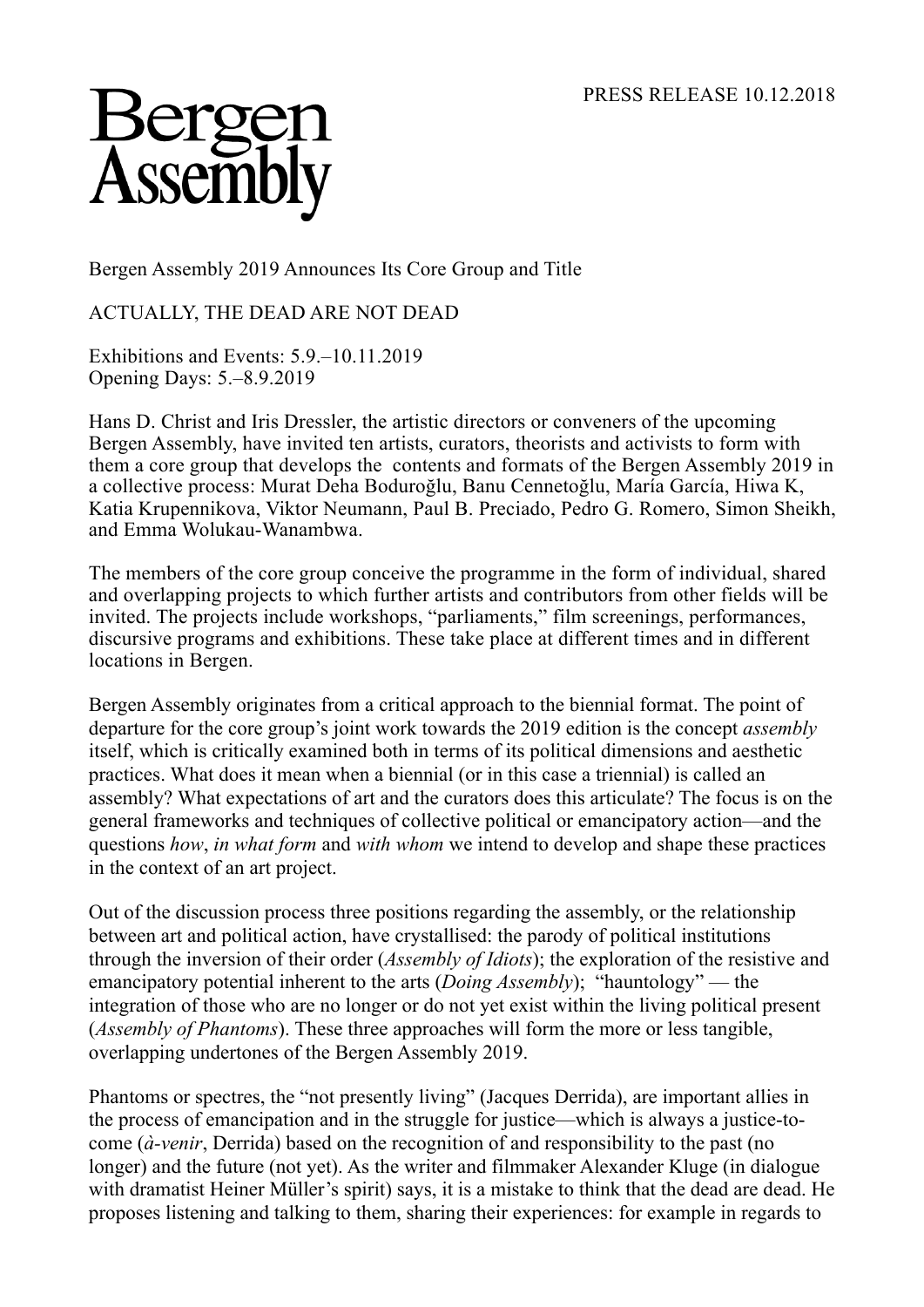PRESS RELEASE 10.12.2018

# Bergen Assembly

Bergen Assembly 2019 Announces Its Core Group and Title

## ACTUALLY, THE DEAD ARE NOT DEAD

Exhibitions and Events: 5.9.–10.11.2019
Opening Days: 5.–8.9.2019

Hans D. Christ and Iris Dressler, the artistic directors or conveners of the upcoming Bergen Assembly, have invited ten artists, curators, theorists and activists to form with them a core group that develops the contents and formats of the Bergen Assembly 2019 in a collective process: Murat Deha Boduroğlu, Banu Cennetoğlu, María García, Hiwa K, Katia Krupennikova, Viktor Neumann, Paul B. Preciado, Pedro G. Romero, Simon Sheikh, and Emma Wolukau-Wanambwa.

The members of the core group conceive the programme in the form of individual, shared and overlapping projects to which further artists and contributors from other fields will be invited. The projects include workshops, "parliaments," film screenings, performances, discursive programs and exhibitions. These take place at different times and in different locations in Bergen.

Bergen Assembly originates from a critical approach to the biennial format. The point of departure for the core group's joint work towards the 2019 edition is the concept *assembly* itself, which is critically examined both in terms of its political dimensions and aesthetic practices. What does it mean when a biennial (or in this case a triennial) is called an assembly? What expectations of art and the curators does this articulate? The focus is on the general frameworks and techniques of collective political or emancipatory action—and the questions *how*, *in what form* and *with whom* we intend to develop and shape these practices in the context of an art project.

Out of the discussion process three positions regarding the assembly, or the relationship between art and political action, have crystallised: the parody of political institutions through the inversion of their order (*Assembly of Idiots*); the exploration of the resistive and emancipatory potential inherent to the arts (*Doing Assembly*); "hauntology" — the integration of those who are no longer or do not yet exist within the living political present (*Assembly of Phantoms*). These three approaches will form the more or less tangible, overlapping undertones of the Bergen Assembly 2019.

Phantoms or spectres, the "not presently living" (Jacques Derrida), are important allies in the process of emancipation and in the struggle for justice—which is always a justice-to-come (*à-venir*, Derrida) based on the recognition of and responsibility to the past (no longer) and the future (not yet). As the writer and filmmaker Alexander Kluge (in dialogue with dramatist Heiner Müller's spirit) says, it is a mistake to think that the dead are dead. He proposes listening and talking to them, sharing their experiences: for example in regards to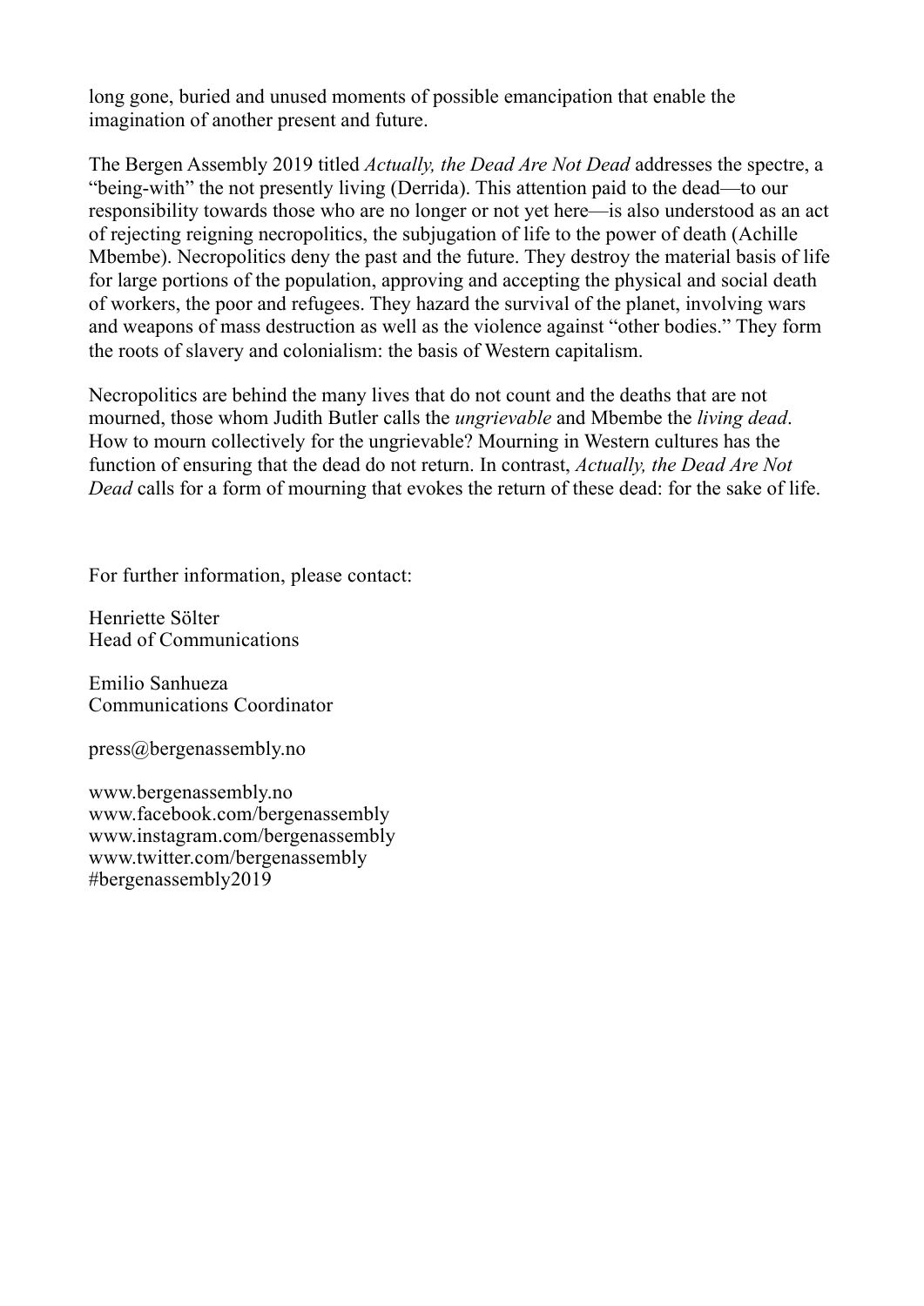long gone, buried and unused moments of possible emancipation that enable the imagination of another present and future.

The Bergen Assembly 2019 titled *Actually, the Dead Are Not Dead* addresses the spectre, a "being-with" the not presently living (Derrida). This attention paid to the dead—to our responsibility towards those who are no longer or not yet here—is also understood as an act of rejecting reigning necropolitics, the subjugation of life to the power of death (Achille Mbembe). Necropolitics deny the past and the future. They destroy the material basis of life for large portions of the population, approving and accepting the physical and social death of workers, the poor and refugees. They hazard the survival of the planet, involving wars and weapons of mass destruction as well as the violence against "other bodies." They form the roots of slavery and colonialism: the basis of Western capitalism.

Necropolitics are behind the many lives that do not count and the deaths that are not mourned, those whom Judith Butler calls the *ungrievable* and Mbembe the *living dead*. How to mourn collectively for the ungrievable? Mourning in Western cultures has the function of ensuring that the dead do not return. In contrast, *Actually, the Dead Are Not Dead* calls for a form of mourning that evokes the return of these dead: for the sake of life.

For further information, please contact:

Henriette Sölter
Head of Communications

Emilio Sanhueza
Communications Coordinator

press@bergenassembly.no

www.bergenassembly.no
www.facebook.com/bergenassembly
www.instagram.com/bergenassembly
www.twitter.com/bergenassembly
#bergenassembly2019